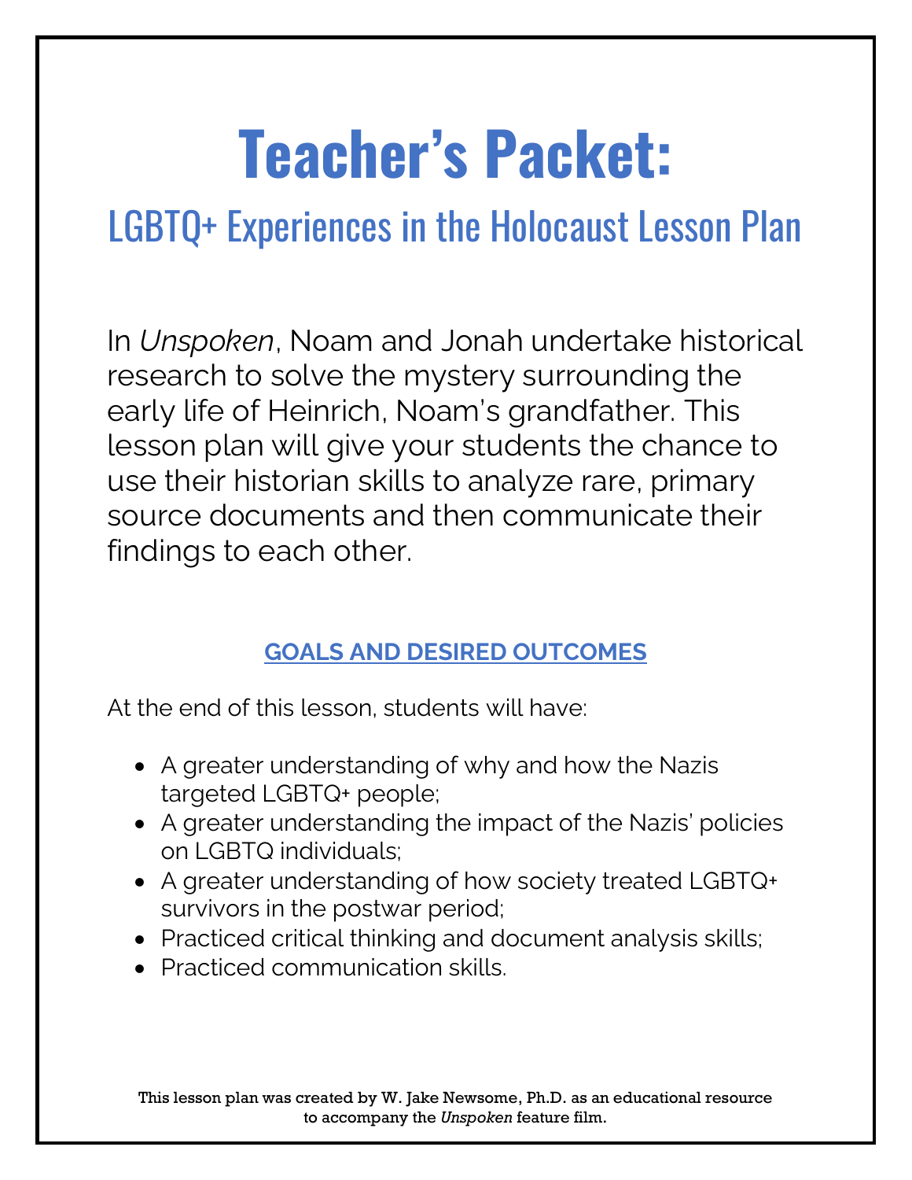# Teacher's Packet:

## LGBTQ+ Experiences in the Holocaust Lesson Plan

In *Unspoken*, Noam and Jonah undertake historical research to solve the mystery surrounding the early life of Heinrich, Noam's grandfather. This lesson plan will give your students the chance to use their historian skills to analyze rare, primary source documents and then communicate their findings to each other.

### GOALS AND DESIRED OUTCOMES

At the end of this lesson, students will have:

- A greater understanding of why and how the Nazis targeted LGBTQ+ people;
- A greater understanding the impact of the Nazis' policies on LGBTQ individuals;
- A greater understanding of how society treated LGBTQ+ survivors in the postwar period;
- Practiced critical thinking and document analysis skills;
- Practiced communication skills.

This lesson plan was created by W. Jake Newsome, Ph.D. as an educational resource to accompany the *Unspoken* feature film.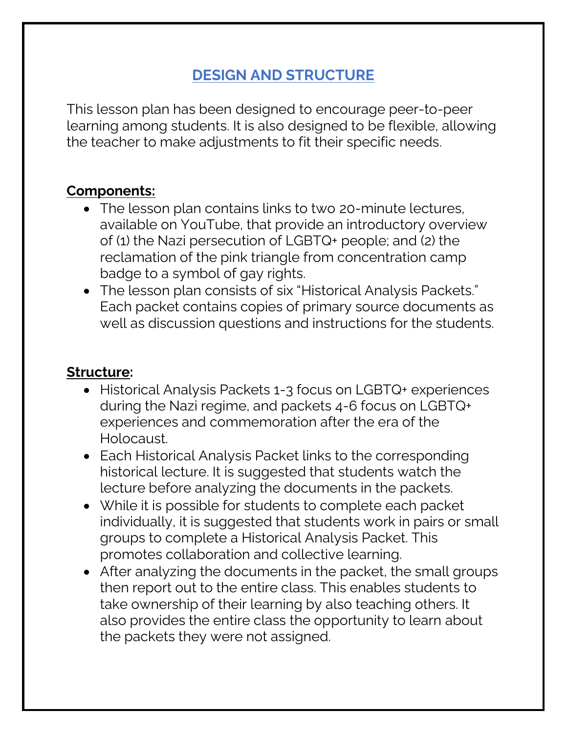## DESIGN AND STRUCTURE

This lesson plan has been designed to encourage peer-to-peer learning among students. It is also designed to be flexible, allowing the teacher to make adjustments to fit their specific needs.

**Components:**

- The lesson plan contains links to two 20-minute lectures, available on YouTube, that provide an introductory overview of (1) the Nazi persecution of LGBTQ+ people; and (2) the reclamation of the pink triangle from concentration camp badge to a symbol of gay rights.
- The lesson plan consists of six "Historical Analysis Packets." Each packet contains copies of primary source documents as well as discussion questions and instructions for the students.

**Structure:**

- Historical Analysis Packets 1-3 focus on LGBTQ+ experiences during the Nazi regime, and packets 4-6 focus on LGBTQ+ experiences and commemoration after the era of the Holocaust.
- Each Historical Analysis Packet links to the corresponding historical lecture. It is suggested that students watch the lecture before analyzing the documents in the packets.
- While it is possible for students to complete each packet individually, it is suggested that students work in pairs or small groups to complete a Historical Analysis Packet. This promotes collaboration and collective learning.
- After analyzing the documents in the packet, the small groups then report out to the entire class. This enables students to take ownership of their learning by also teaching others. It also provides the entire class the opportunity to learn about the packets they were not assigned.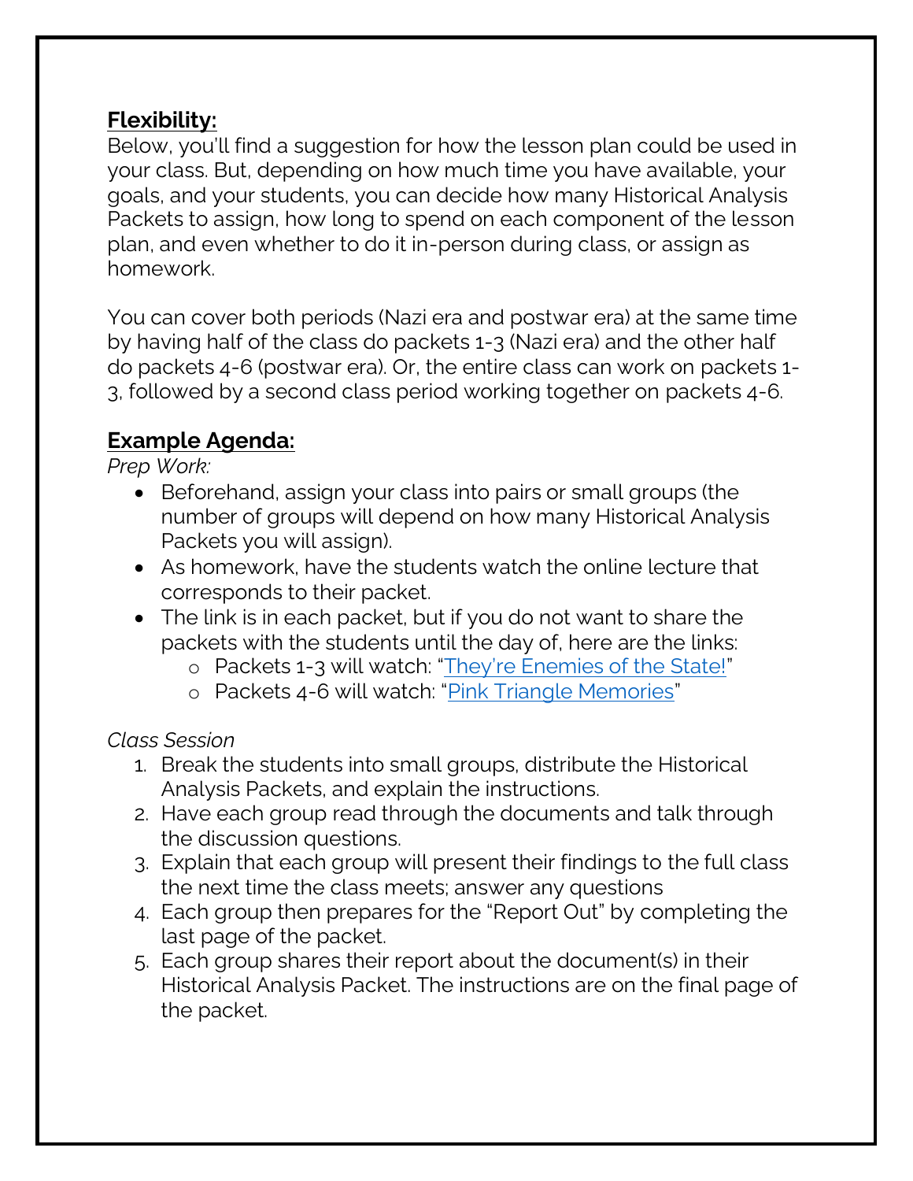**Flexibility:**

Below, you'll find a suggestion for how the lesson plan could be used in your class. But, depending on how much time you have available, your goals, and your students, you can decide how many Historical Analysis Packets to assign, how long to spend on each component of the lesson plan, and even whether to do it in-person during class, or assign as homework.

You can cover both periods (Nazi era and postwar era) at the same time by having half of the class do packets 1-3 (Nazi era) and the other half do packets 4-6 (postwar era). Or, the entire class can work on packets 1-3, followed by a second class period working together on packets 4-6.

**Example Agenda:**

*Prep Work:*

- Beforehand, assign your class into pairs or small groups (the number of groups will depend on how many Historical Analysis Packets you will assign).
- As homework, have the students watch the online lecture that corresponds to their packet.
- The link is in each packet, but if you do not want to share the packets with the students until the day of, here are the links:
  - Packets 1-3 will watch: "They're Enemies of the State!"
  - Packets 4-6 will watch: "Pink Triangle Memories"

*Class Session*

1. Break the students into small groups, distribute the Historical Analysis Packets, and explain the instructions.
2. Have each group read through the documents and talk through the discussion questions.
3. Explain that each group will present their findings to the full class the next time the class meets; answer any questions
4. Each group then prepares for the "Report Out" by completing the last page of the packet.
5. Each group shares their report about the document(s) in their Historical Analysis Packet. The instructions are on the final page of the packet.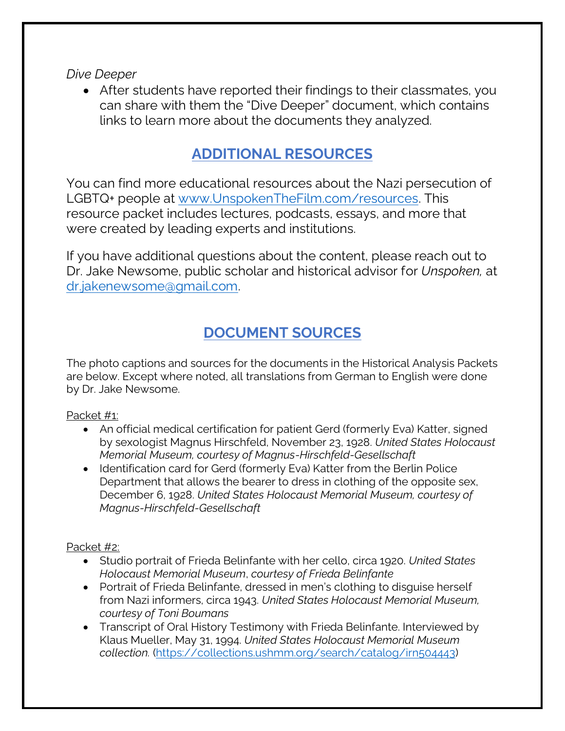*Dive Deeper*

- After students have reported their findings to their classmates, you can share with them the "Dive Deeper" document, which contains links to learn more about the documents they analyzed.

## ADDITIONAL RESOURCES

You can find more educational resources about the Nazi persecution of LGBTQ+ people at [www.UnspokenTheFilm.com/resources](http://www.UnspokenTheFilm.com/resources). This resource packet includes lectures, podcasts, essays, and more that were created by leading experts and institutions.

If you have additional questions about the content, please reach out to Dr. Jake Newsome, public scholar and historical advisor for *Unspoken,* at [dr.jakenewsome@gmail.com](mailto:dr.jakenewsome@gmail.com).

## DOCUMENT SOURCES

The photo captions and sources for the documents in the Historical Analysis Packets are below. Except where noted, all translations from German to English were done by Dr. Jake Newsome.

Packet #1:

- An official medical certification for patient Gerd (formerly Eva) Katter, signed by sexologist Magnus Hirschfeld, November 23, 1928. *United States Holocaust Memorial Museum, courtesy of Magnus-Hirschfeld-Gesellschaft*
- Identification card for Gerd (formerly Eva) Katter from the Berlin Police Department that allows the bearer to dress in clothing of the opposite sex, December 6, 1928. *United States Holocaust Memorial Museum, courtesy of Magnus-Hirschfeld-Gesellschaft*

Packet #2:

- Studio portrait of Frieda Belinfante with her cello, circa 1920. *United States Holocaust Memorial Museum*, *courtesy of Frieda Belinfante*
- Portrait of Frieda Belinfante, dressed in men's clothing to disguise herself from Nazi informers, circa 1943. *United States Holocaust Memorial Museum, courtesy of Toni Boumans*
- Transcript of Oral History Testimony with Frieda Belinfante. Interviewed by Klaus Mueller, May 31, 1994. *United States Holocaust Memorial Museum collection.* ([https://collections.ushmm.org/search/catalog/irn504443](https://collections.ushmm.org/search/catalog/irn504443))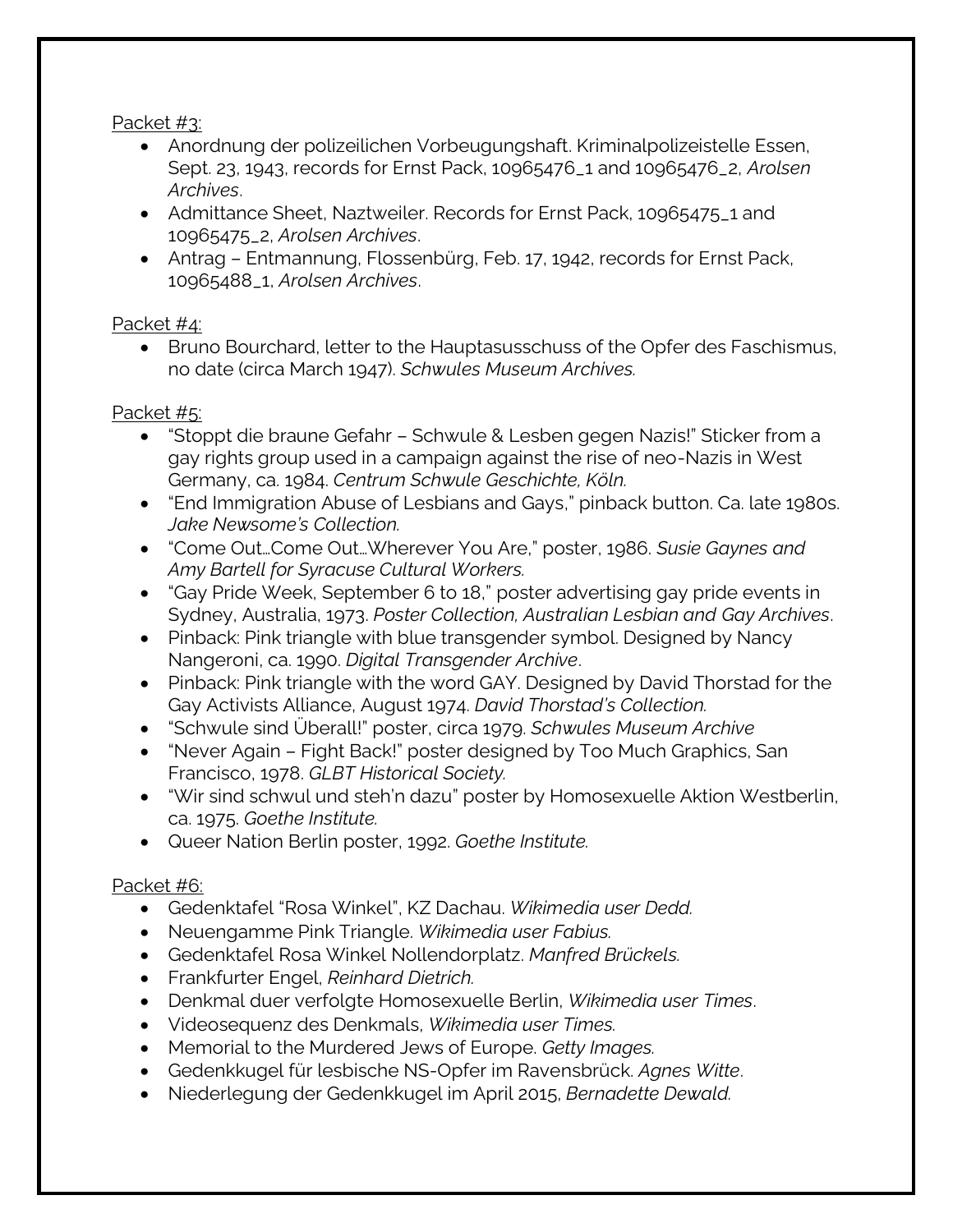Packet #3:

- Anordnung der polizeilichen Vorbeugungshaft. Kriminalpolizeistelle Essen, Sept. 23, 1943, records for Ernst Pack, 10965476_1 and 10965476_2, *Arolsen Archives*.
- Admittance Sheet, Naztweiler. Records for Ernst Pack, 10965475_1 and 10965475_2, *Arolsen Archives*.
- Antrag – Entmannung, Flossenbürg, Feb. 17, 1942, records for Ernst Pack, 10965488_1, *Arolsen Archives*.

Packet #4:

- Bruno Bourchard, letter to the Hauptasusschuss of the Opfer des Faschismus, no date (circa March 1947). *Schwules Museum Archives.*

Packet #5:

- "Stoppt die braune Gefahr – Schwule & Lesben gegen Nazis!" Sticker from a gay rights group used in a campaign against the rise of neo-Nazis in West Germany, ca. 1984. *Centrum Schwule Geschichte, Köln.*
- "End Immigration Abuse of Lesbians and Gays," pinback button. Ca. late 1980s. *Jake Newsome's Collection.*
- "Come Out…Come Out…Wherever You Are," poster, 1986. *Susie Gaynes and Amy Bartell for Syracuse Cultural Workers.*
- "Gay Pride Week, September 6 to 18," poster advertising gay pride events in Sydney, Australia, 1973. *Poster Collection, Australian Lesbian and Gay Archives*.
- Pinback: Pink triangle with blue transgender symbol. Designed by Nancy Nangeroni, ca. 1990. *Digital Transgender Archive*.
- Pinback: Pink triangle with the word GAY. Designed by David Thorstad for the Gay Activists Alliance, August 1974. *David Thorstad's Collection.*
- "Schwule sind Überall!" poster, circa 1979. *Schwules Museum Archive*
- "Never Again – Fight Back!" poster designed by Too Much Graphics, San Francisco, 1978. *GLBT Historical Society.*
- "Wir sind schwul und steh'n dazu" poster by Homosexuelle Aktion Westberlin, ca. 1975. *Goethe Institute.*
- Queer Nation Berlin poster, 1992. *Goethe Institute.*

Packet #6:

- Gedenktafel "Rosa Winkel", KZ Dachau. *Wikimedia user Dedd.*
- Neuengamme Pink Triangle. *Wikimedia user Fabius.*
- Gedenktafel Rosa Winkel Nollendorplatz. *Manfred Brückels.*
- Frankfurter Engel, *Reinhard Dietrich.*
- Denkmal duer verfolgte Homosexuelle Berlin, *Wikimedia user Times*.
- Videosequenz des Denkmals, *Wikimedia user Times.*
- Memorial to the Murdered Jews of Europe. *Getty Images.*
- Gedenkkugel für lesbische NS-Opfer im Ravensbrück. *Agnes Witte*.
- Niederlegung der Gedenkkugel im April 2015, *Bernadette Dewald.*